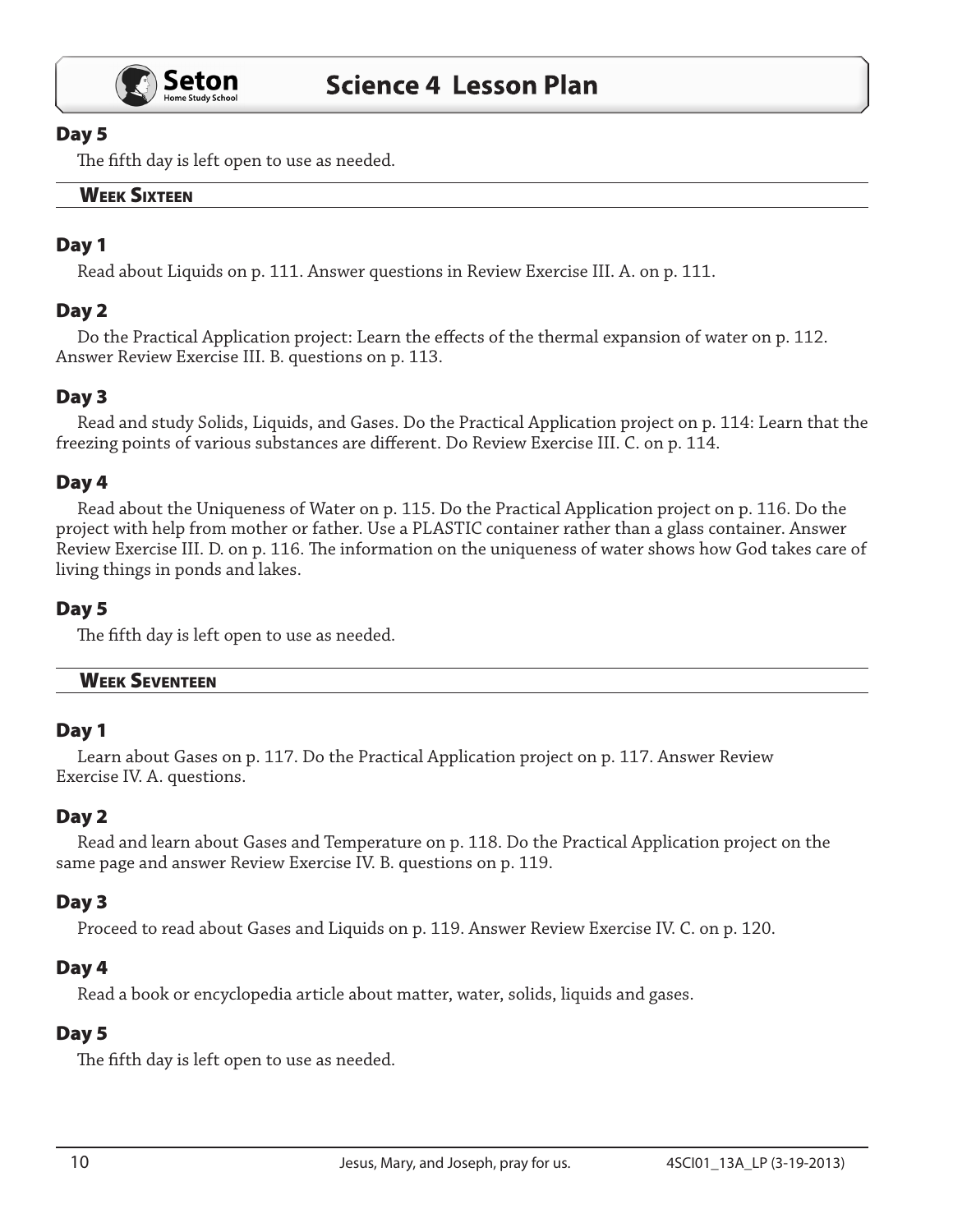### Day 5

The fifth day is left open to use as needed.

## Week Sixteen

### Day 1

Read about Liquids on p. 111. Answer questions in Review Exercise III. A. on p. 111.

### Day 2

Do the Practical Application project: Learn the effects of the thermal expansion of water on p. 112. Answer Review Exercise III. B. questions on p. 113.

### Day 3

Read and study Solids, Liquids, and Gases. Do the Practical Application project on p. 114: Learn that the freezing points of various substances are different. Do Review Exercise III. C. on p. 114.

### Day 4

Read about the Uniqueness of Water on p. 115. Do the Practical Application project on p. 116. Do the project with help from mother or father. Use a PLASTIC container rather than a glass container. Answer Review Exercise III. D. on p. 116. The information on the uniqueness of water shows how God takes care of living things in ponds and lakes.

### Day 5

The fifth day is left open to use as needed.

## Week Seventeen

### Day 1

Learn about Gases on p. 117. Do the Practical Application project on p. 117. Answer Review Exercise IV. A. questions.

### Day 2

Read and learn about Gases and Temperature on p. 118. Do the Practical Application project on the same page and answer Review Exercise IV. B. questions on p. 119.

### Day 3

Proceed to read about Gases and Liquids on p. 119. Answer Review Exercise IV. C. on p. 120.

### Day 4

Read a book or encyclopedia article about matter, water, solids, liquids and gases.

### Day 5

The fifth day is left open to use as needed.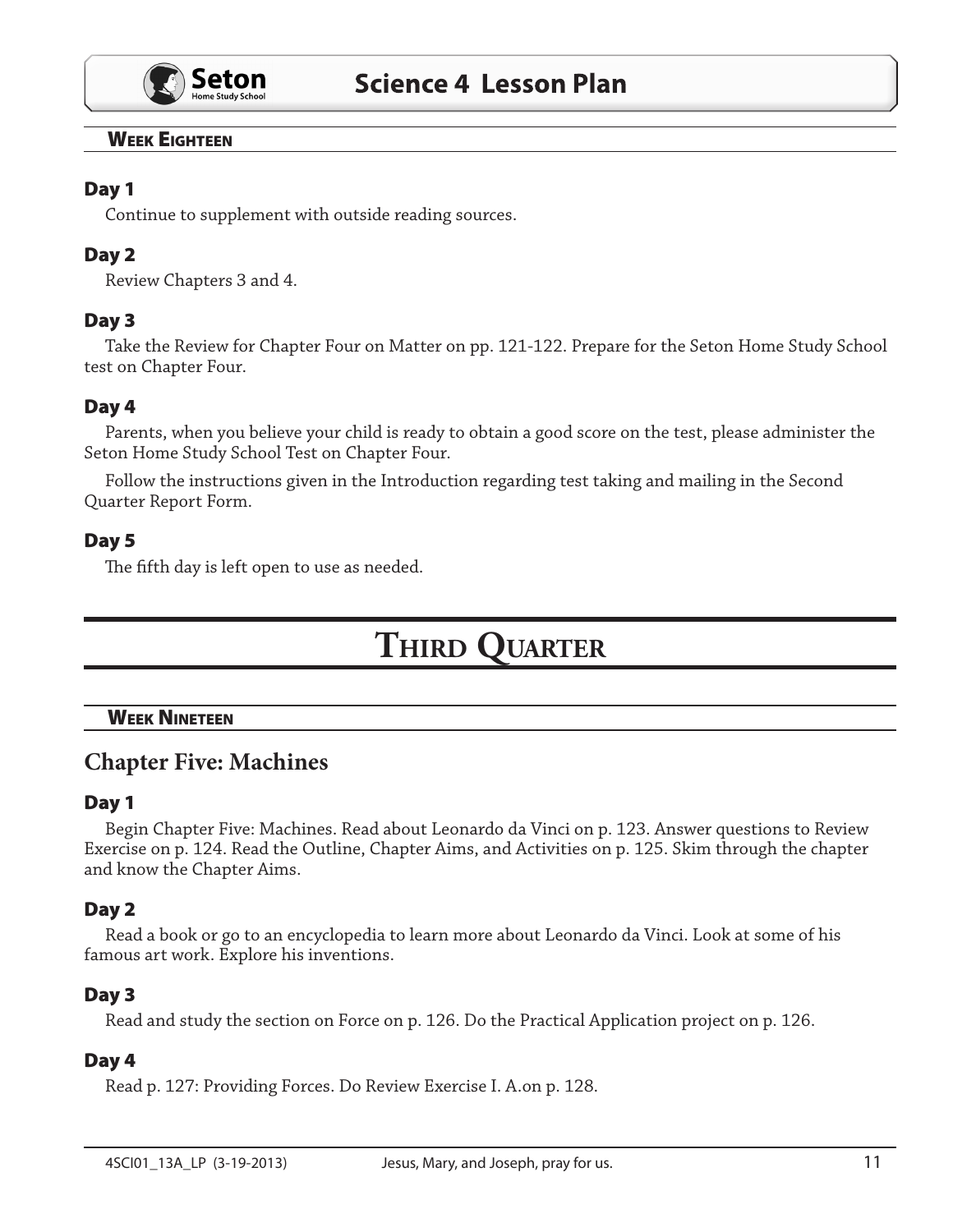## Week Eighteen

### Day 1

Continue to supplement with outside reading sources.

### Day 2

Review Chapters 3 and 4.

### Day 3

Take the Review for Chapter Four on Matter on pp. 121-122. Prepare for the Seton Home Study School test on Chapter Four.

### Day 4

Parents, when you believe your child is ready to obtain a good score on the test, please administer the Seton Home Study School Test on Chapter Four.

Follow the instructions given in the Introduction regarding test taking and mailing in the Second Quarter Report Form.

### Day 5

The fifth day is left open to use as needed.

# Third Quarter

## Week Nineteen

## Chapter Five: Machines

### Day 1

Begin Chapter Five: Machines. Read about Leonardo da Vinci on p. 123. Answer questions to Review Exercise on p. 124. Read the Outline, Chapter Aims, and Activities on p. 125. Skim through the chapter and know the Chapter Aims.

### Day 2

Read a book or go to an encyclopedia to learn more about Leonardo da Vinci. Look at some of his famous art work. Explore his inventions.

### Day 3

Read and study the section on Force on p. 126. Do the Practical Application project on p. 126.

### Day 4

Read p. 127: Providing Forces. Do Review Exercise I. A.on p. 128.